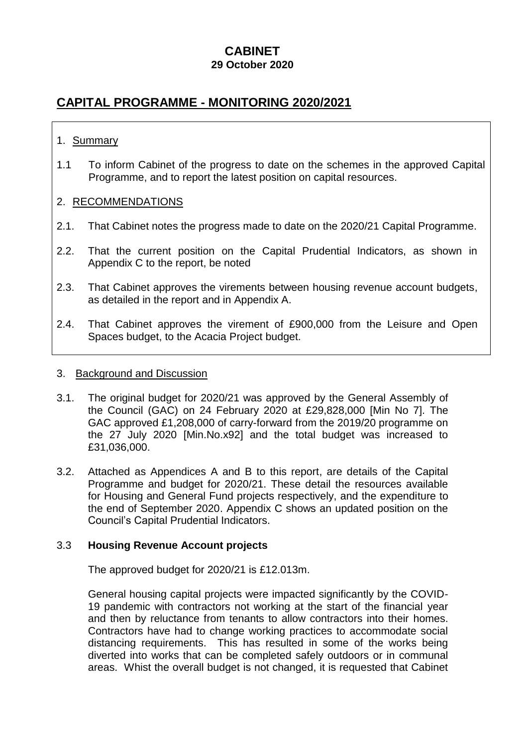# CABINET

**29 October 2020**

## CAPITAL PROGRAMME - MONITORING 2020/2021

1. Summary

1.1 To inform Cabinet of the progress to date on the schemes in the approved Capital Programme, and to report the latest position on capital resources.

2. RECOMMENDATIONS

2.1. That Cabinet notes the progress made to date on the 2020/21 Capital Programme.

2.2. That the current position on the Capital Prudential Indicators, as shown in Appendix C to the report, be noted

2.3. That Cabinet approves the virements between housing revenue account budgets, as detailed in the report and in Appendix A.

2.4. That Cabinet approves the virement of £900,000 from the Leisure and Open Spaces budget, to the Acacia Project budget.

3. Background and Discussion

3.1. The original budget for 2020/21 was approved by the General Assembly of the Council (GAC) on 24 February 2020 at £29,828,000 [Min No 7]. The GAC approved £1,208,000 of carry-forward from the 2019/20 programme on the 27 July 2020 [Min.No.x92] and the total budget was increased to £31,036,000.

3.2. Attached as Appendices A and B to this report, are details of the Capital Programme and budget for 2020/21. These detail the resources available for Housing and General Fund projects respectively, and the expenditure to the end of September 2020. Appendix C shows an updated position on the Council's Capital Prudential Indicators.

3.3 **Housing Revenue Account projects**

The approved budget for 2020/21 is £12.013m.

General housing capital projects were impacted significantly by the COVID-19 pandemic with contractors not working at the start of the financial year and then by reluctance from tenants to allow contractors into their homes. Contractors have had to change working practices to accommodate social distancing requirements. This has resulted in some of the works being diverted into works that can be completed safely outdoors or in communal areas. Whist the overall budget is not changed, it is requested that Cabinet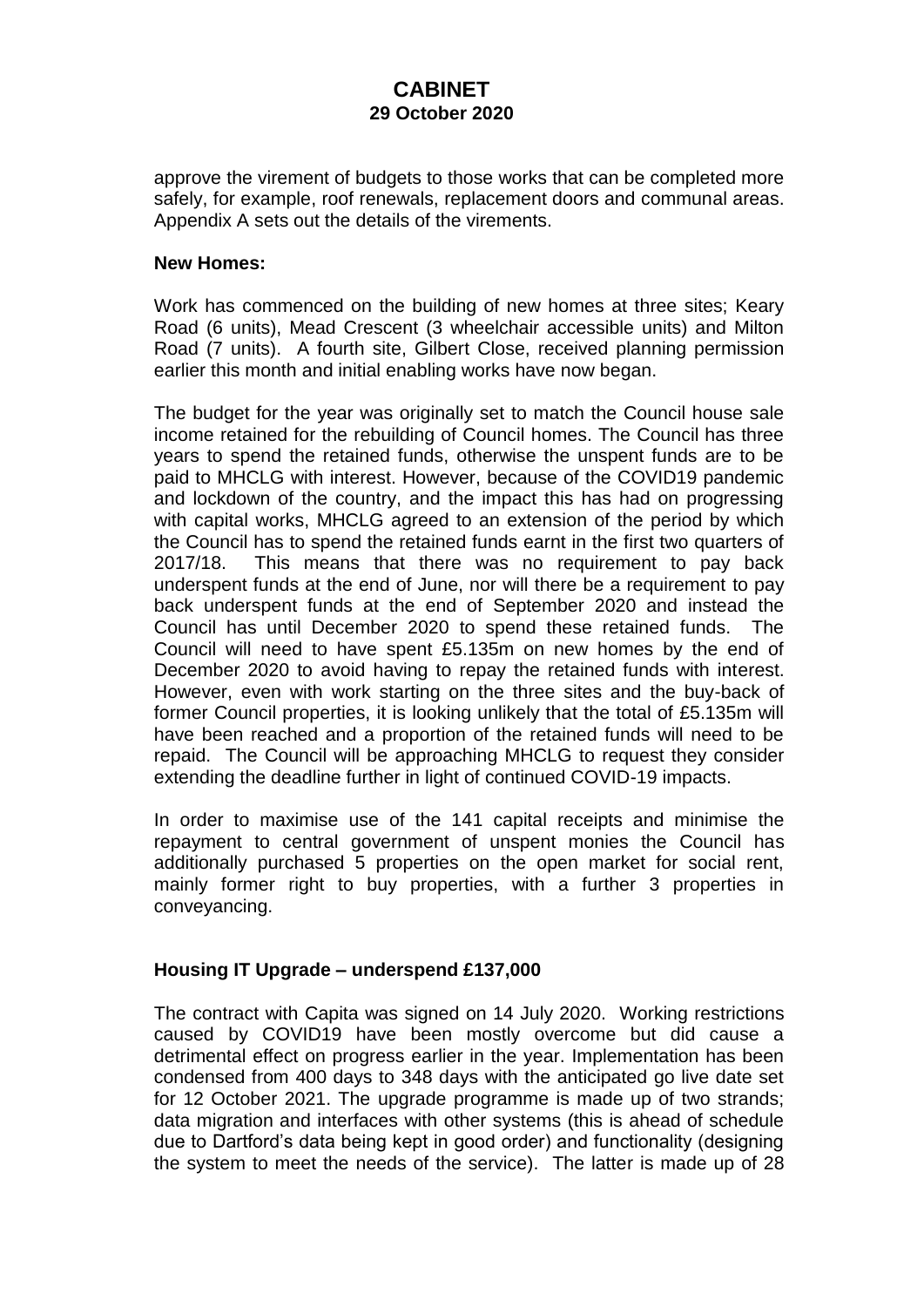approve the virement of budgets to those works that can be completed more safely, for example, roof renewals, replacement doors and communal areas. Appendix A sets out the details of the virements.

**New Homes:**

Work has commenced on the building of new homes at three sites; Keary Road (6 units), Mead Crescent (3 wheelchair accessible units) and Milton Road (7 units). A fourth site, Gilbert Close, received planning permission earlier this month and initial enabling works have now began.

The budget for the year was originally set to match the Council house sale income retained for the rebuilding of Council homes. The Council has three years to spend the retained funds, otherwise the unspent funds are to be paid to MHCLG with interest. However, because of the COVID19 pandemic and lockdown of the country, and the impact this has had on progressing with capital works, MHCLG agreed to an extension of the period by which the Council has to spend the retained funds earnt in the first two quarters of 2017/18. This means that there was no requirement to pay back underspent funds at the end of June, nor will there be a requirement to pay back underspent funds at the end of September 2020 and instead the Council has until December 2020 to spend these retained funds. The Council will need to have spent £5.135m on new homes by the end of December 2020 to avoid having to repay the retained funds with interest. However, even with work starting on the three sites and the buy-back of former Council properties, it is looking unlikely that the total of £5.135m will have been reached and a proportion of the retained funds will need to be repaid. The Council will be approaching MHCLG to request they consider extending the deadline further in light of continued COVID-19 impacts.

In order to maximise use of the 141 capital receipts and minimise the repayment to central government of unspent monies the Council has additionally purchased 5 properties on the open market for social rent, mainly former right to buy properties, with a further 3 properties in conveyancing.

**Housing IT Upgrade – underspend £137,000**

The contract with Capita was signed on 14 July 2020. Working restrictions caused by COVID19 have been mostly overcome but did cause a detrimental effect on progress earlier in the year. Implementation has been condensed from 400 days to 348 days with the anticipated go live date set for 12 October 2021. The upgrade programme is made up of two strands; data migration and interfaces with other systems (this is ahead of schedule due to Dartford's data being kept in good order) and functionality (designing the system to meet the needs of the service). The latter is made up of 28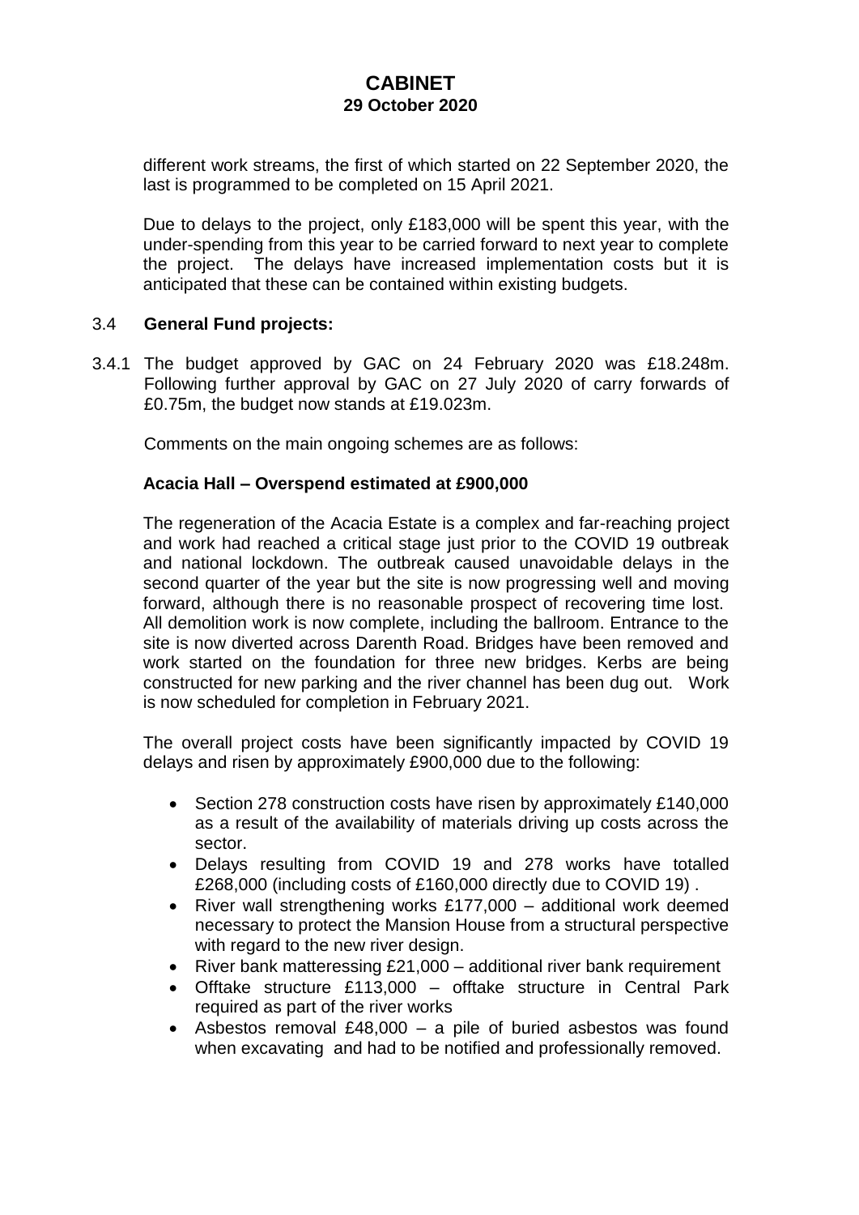different work streams, the first of which started on 22 September 2020, the last is programmed to be completed on 15 April 2021.

Due to delays to the project, only £183,000 will be spent this year, with the under-spending from this year to be carried forward to next year to complete the project. The delays have increased implementation costs but it is anticipated that these can be contained within existing budgets.

3.4 **General Fund projects:**

3.4.1 The budget approved by GAC on 24 February 2020 was £18.248m. Following further approval by GAC on 27 July 2020 of carry forwards of £0.75m, the budget now stands at £19.023m.

Comments on the main ongoing schemes are as follows:

**Acacia Hall – Overspend estimated at £900,000**

The regeneration of the Acacia Estate is a complex and far-reaching project and work had reached a critical stage just prior to the COVID 19 outbreak and national lockdown. The outbreak caused unavoidable delays in the second quarter of the year but the site is now progressing well and moving forward, although there is no reasonable prospect of recovering time lost. All demolition work is now complete, including the ballroom. Entrance to the site is now diverted across Darenth Road. Bridges have been removed and work started on the foundation for three new bridges. Kerbs are being constructed for new parking and the river channel has been dug out. Work is now scheduled for completion in February 2021.

The overall project costs have been significantly impacted by COVID 19 delays and risen by approximately £900,000 due to the following:

- Section 278 construction costs have risen by approximately £140,000 as a result of the availability of materials driving up costs across the sector.
- Delays resulting from COVID 19 and 278 works have totalled £268,000 (including costs of £160,000 directly due to COVID 19) .
- River wall strengthening works £177,000 – additional work deemed necessary to protect the Mansion House from a structural perspective with regard to the new river design.
- River bank matteressing £21,000 – additional river bank requirement
- Offtake structure £113,000 – offtake structure in Central Park required as part of the river works
- Asbestos removal £48,000 – a pile of buried asbestos was found when excavating and had to be notified and professionally removed.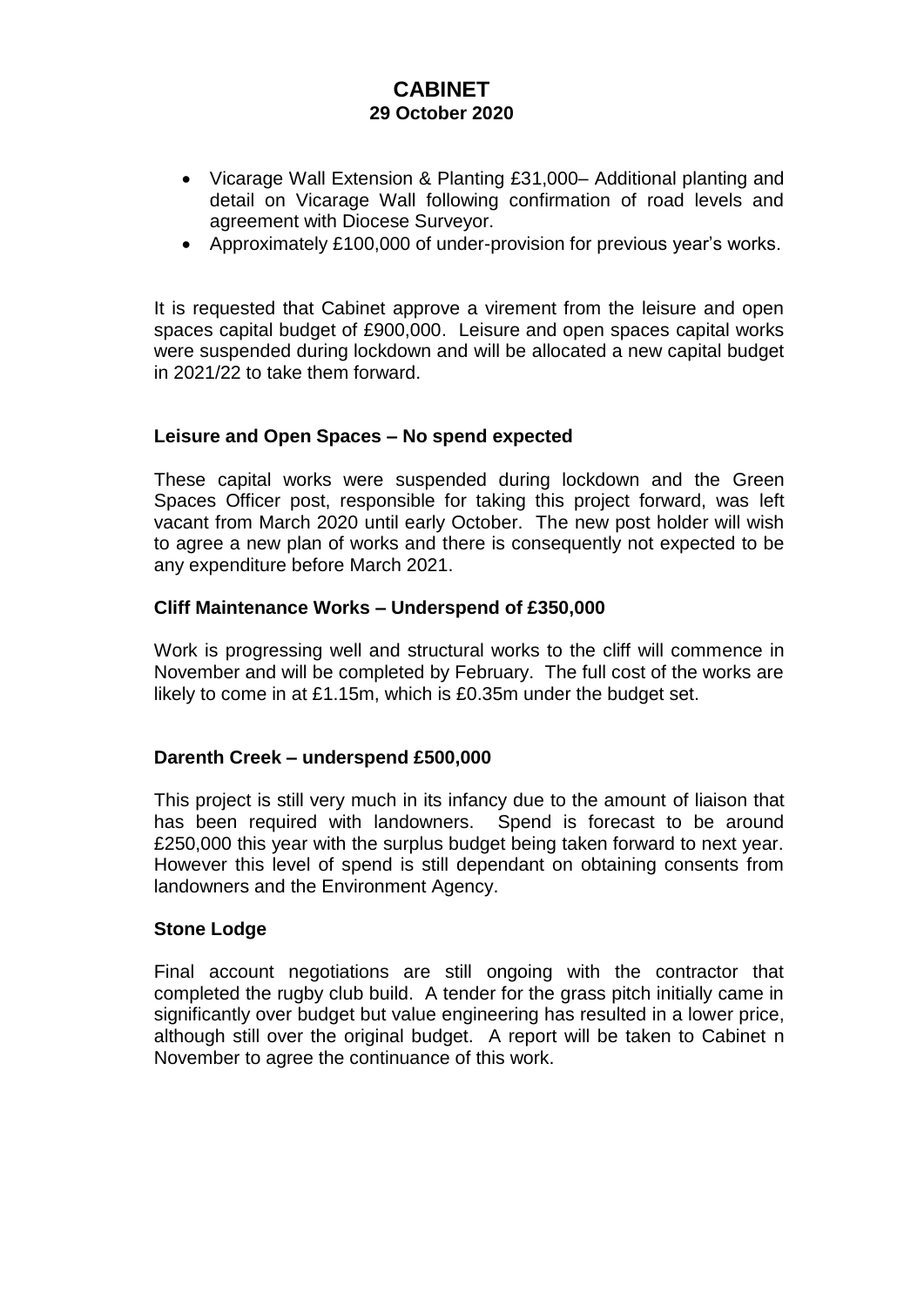- Vicarage Wall Extension & Planting £31,000– Additional planting and detail on Vicarage Wall following confirmation of road levels and agreement with Diocese Surveyor.
- Approximately £100,000 of under-provision for previous year's works.

It is requested that Cabinet approve a virement from the leisure and open spaces capital budget of £900,000. Leisure and open spaces capital works were suspended during lockdown and will be allocated a new capital budget in 2021/22 to take them forward.

**Leisure and Open Spaces – No spend expected**

These capital works were suspended during lockdown and the Green Spaces Officer post, responsible for taking this project forward, was left vacant from March 2020 until early October. The new post holder will wish to agree a new plan of works and there is consequently not expected to be any expenditure before March 2021.

**Cliff Maintenance Works – Underspend of £350,000**

Work is progressing well and structural works to the cliff will commence in November and will be completed by February. The full cost of the works are likely to come in at £1.15m, which is £0.35m under the budget set.

**Darenth Creek – underspend £500,000**

This project is still very much in its infancy due to the amount of liaison that has been required with landowners. Spend is forecast to be around £250,000 this year with the surplus budget being taken forward to next year. However this level of spend is still dependant on obtaining consents from landowners and the Environment Agency.

**Stone Lodge**

Final account negotiations are still ongoing with the contractor that completed the rugby club build. A tender for the grass pitch initially came in significantly over budget but value engineering has resulted in a lower price, although still over the original budget. A report will be taken to Cabinet n November to agree the continuance of this work.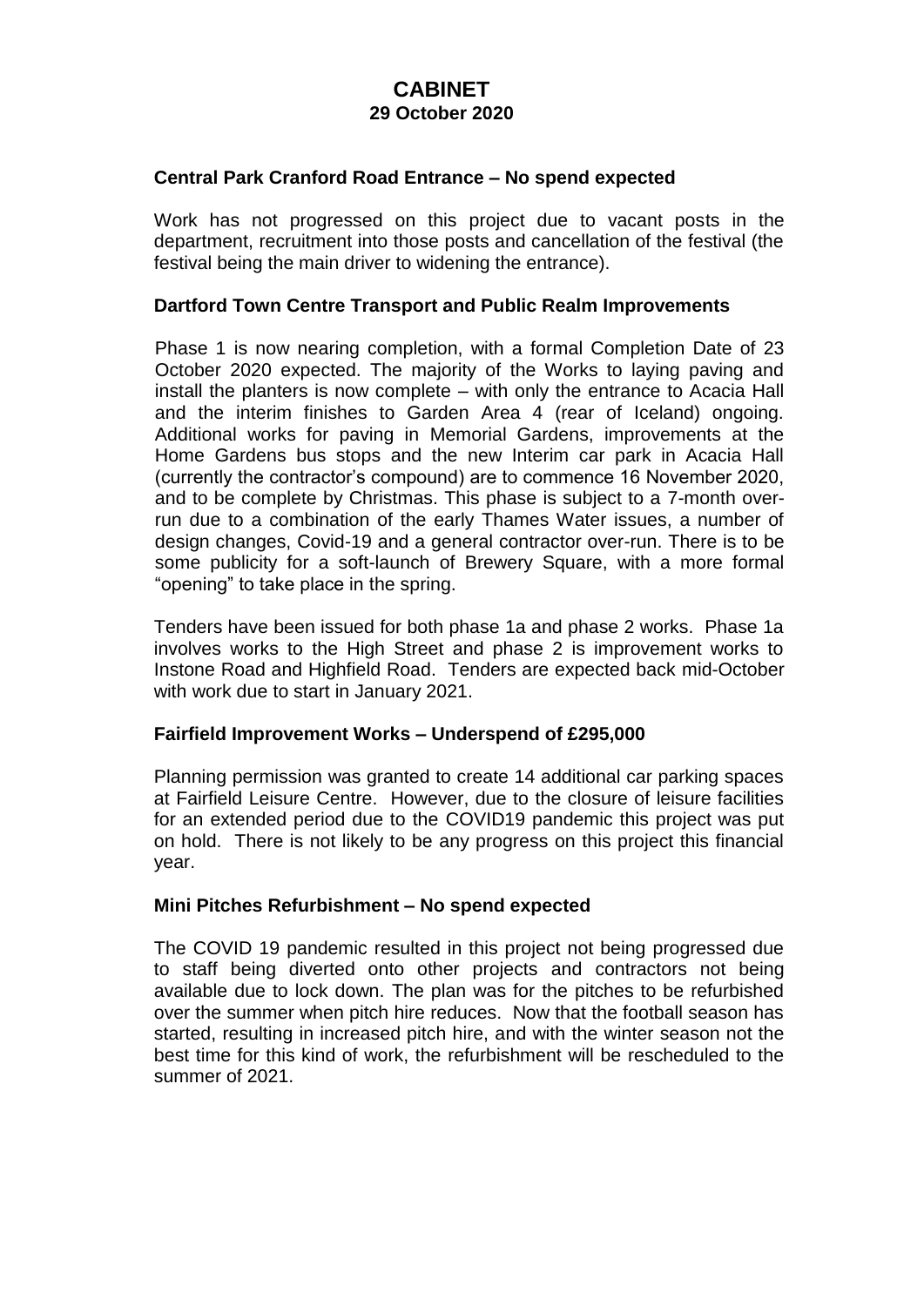**Central Park Cranford Road Entrance – No spend expected**

Work has not progressed on this project due to vacant posts in the department, recruitment into those posts and cancellation of the festival (the festival being the main driver to widening the entrance).

**Dartford Town Centre Transport and Public Realm Improvements**

Phase 1 is now nearing completion, with a formal Completion Date of 23 October 2020 expected. The majority of the Works to laying paving and install the planters is now complete – with only the entrance to Acacia Hall and the interim finishes to Garden Area 4 (rear of Iceland) ongoing. Additional works for paving in Memorial Gardens, improvements at the Home Gardens bus stops and the new Interim car park in Acacia Hall (currently the contractor's compound) are to commence 16 November 2020, and to be complete by Christmas. This phase is subject to a 7-month over-run due to a combination of the early Thames Water issues, a number of design changes, Covid-19 and a general contractor over-run. There is to be some publicity for a soft-launch of Brewery Square, with a more formal "opening" to take place in the spring.

Tenders have been issued for both phase 1a and phase 2 works. Phase 1a involves works to the High Street and phase 2 is improvement works to Instone Road and Highfield Road. Tenders are expected back mid-October with work due to start in January 2021.

**Fairfield Improvement Works – Underspend of £295,000**

Planning permission was granted to create 14 additional car parking spaces at Fairfield Leisure Centre. However, due to the closure of leisure facilities for an extended period due to the COVID19 pandemic this project was put on hold. There is not likely to be any progress on this project this financial year.

**Mini Pitches Refurbishment – No spend expected**

The COVID 19 pandemic resulted in this project not being progressed due to staff being diverted onto other projects and contractors not being available due to lock down. The plan was for the pitches to be refurbished over the summer when pitch hire reduces. Now that the football season has started, resulting in increased pitch hire, and with the winter season not the best time for this kind of work, the refurbishment will be rescheduled to the summer of 2021.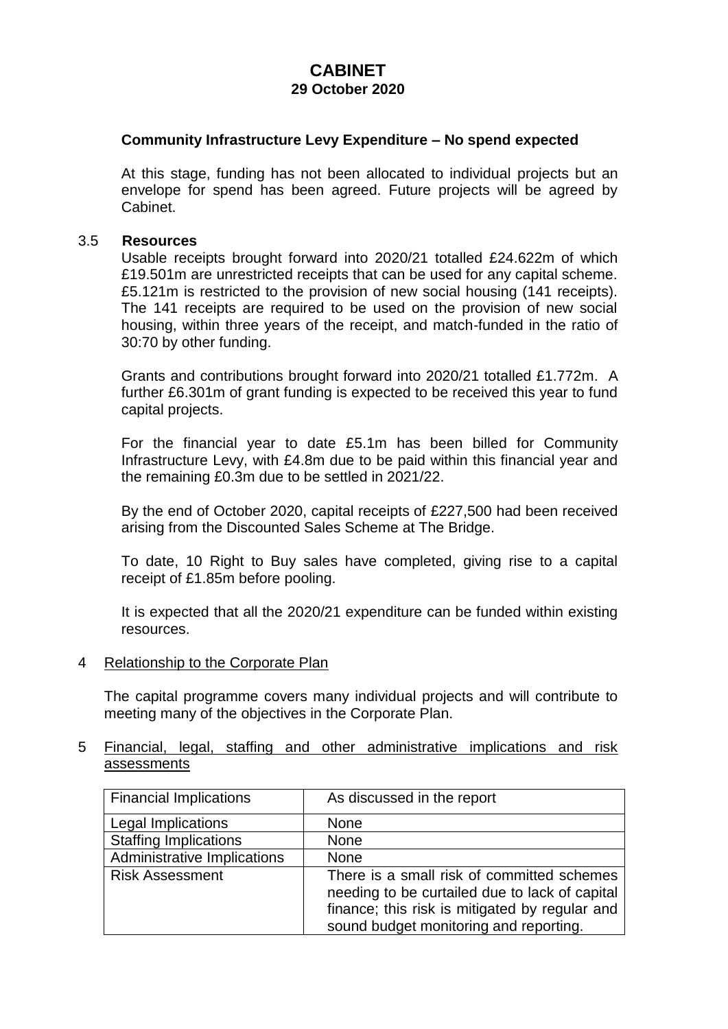**Community Infrastructure Levy Expenditure – No spend expected**

At this stage, funding has not been allocated to individual projects but an envelope for spend has been agreed. Future projects will be agreed by Cabinet.

3.5 **Resources**

Usable receipts brought forward into 2020/21 totalled £24.622m of which £19.501m are unrestricted receipts that can be used for any capital scheme. £5.121m is restricted to the provision of new social housing (141 receipts). The 141 receipts are required to be used on the provision of new social housing, within three years of the receipt, and match-funded in the ratio of 30:70 by other funding.

Grants and contributions brought forward into 2020/21 totalled £1.772m. A further £6.301m of grant funding is expected to be received this year to fund capital projects.

For the financial year to date £5.1m has been billed for Community Infrastructure Levy, with £4.8m due to be paid within this financial year and the remaining £0.3m due to be settled in 2021/22.

By the end of October 2020, capital receipts of £227,500 had been received arising from the Discounted Sales Scheme at The Bridge.

To date, 10 Right to Buy sales have completed, giving rise to a capital receipt of £1.85m before pooling.

It is expected that all the 2020/21 expenditure can be funded within existing resources.

4 Relationship to the Corporate Plan

The capital programme covers many individual projects and will contribute to meeting many of the objectives in the Corporate Plan.

5 Financial, legal, staffing and other administrative implications and risk assessments

| Financial Implications | As discussed in the report |
|---|---|
| Legal Implications | None |
| Staffing Implications | None |
| Administrative Implications | None |
| Risk Assessment | There is a small risk of committed schemes needing to be curtailed due to lack of capital finance; this risk is mitigated by regular and sound budget monitoring and reporting. |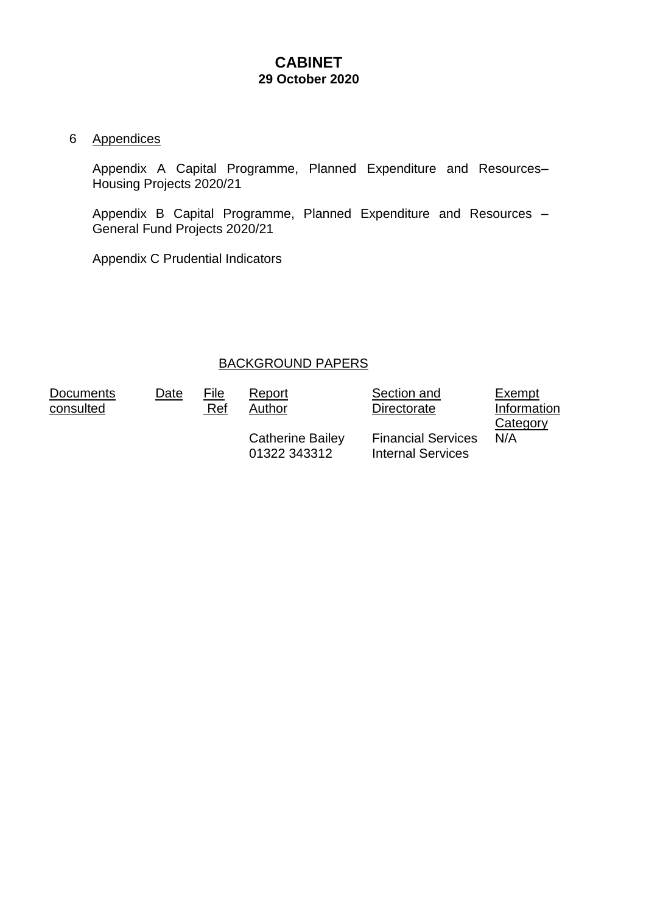# CABINET
## 29 October 2020

6 Appendices

Appendix A Capital Programme, Planned Expenditure and Resources– Housing Projects 2020/21

Appendix B Capital Programme, Planned Expenditure and Resources – General Fund Projects 2020/21

Appendix C Prudential Indicators

BACKGROUND PAPERS

| Documents consulted | Date | File Ref | Report Author | Section and Directorate | Exempt Information Category |
|---|---|---|---|---|---|
| | | | Catherine Bailey 01322 343312 | Financial Services Internal Services | N/A |